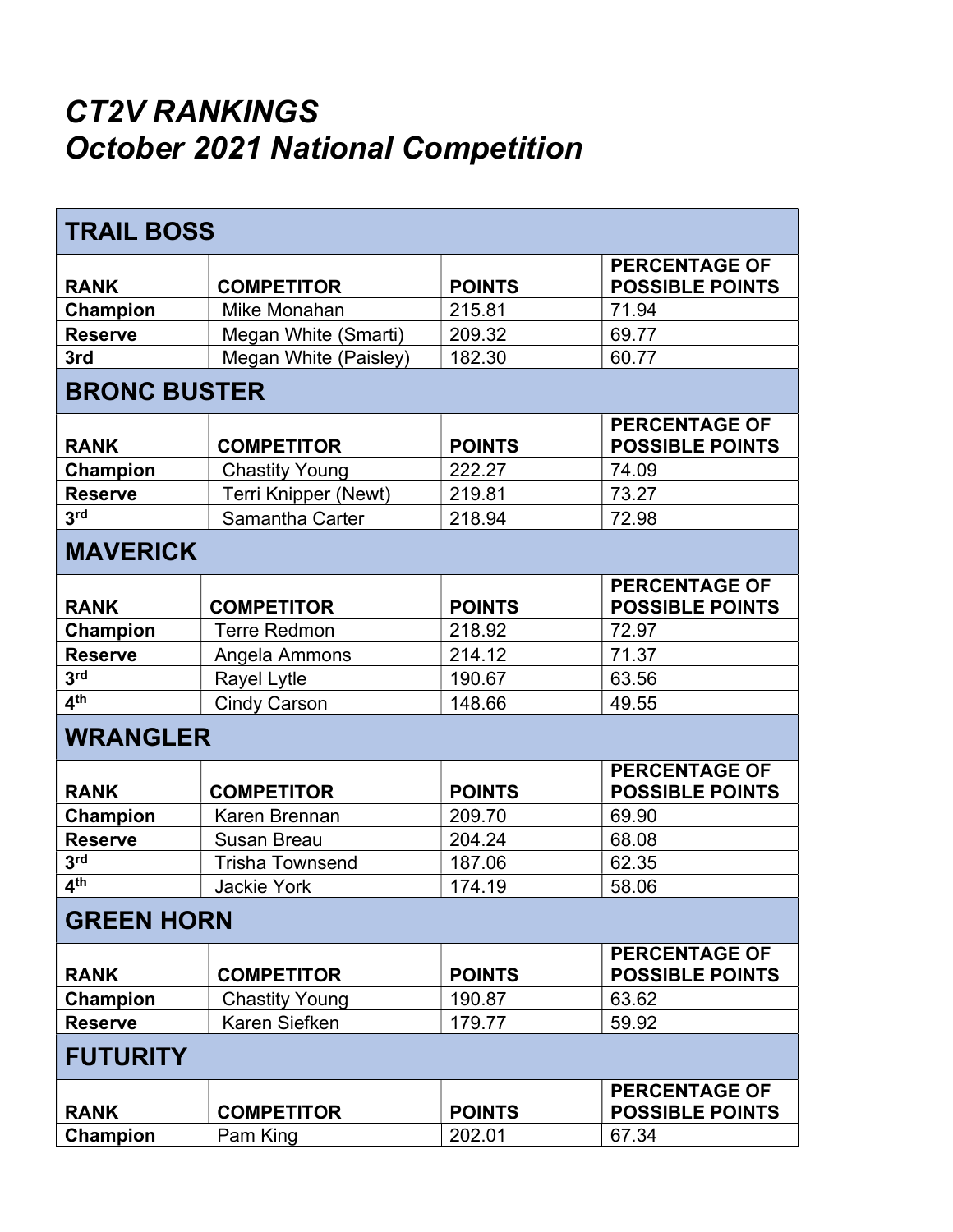# *CT2V RANKINGS*
# *October 2021 National Competition*

## TRAIL BOSS

| RANK | COMPETITOR | POINTS | PERCENTAGE OF POSSIBLE POINTS |
|---|---|---|---|
| **Champion** | Mike Monahan | 215.81 | 71.94 |
| **Reserve** | Megan White (Smarti) | 209.32 | 69.77 |
| **3rd** | Megan White (Paisley) | 182.30 | 60.77 |

## BRONC BUSTER

| RANK | COMPETITOR | POINTS | PERCENTAGE OF POSSIBLE POINTS |
|---|---|---|---|
| **Champion** | Chastity Young | 222.27 | 74.09 |
| **Reserve** | Terri Knipper (Newt) | 219.81 | 73.27 |
| **3rd** | Samantha Carter | 218.94 | 72.98 |

## MAVERICK

| RANK | COMPETITOR | POINTS | PERCENTAGE OF POSSIBLE POINTS |
|---|---|---|---|
| **Champion** | Terre Redmon | 218.92 | 72.97 |
| **Reserve** | Angela Ammons | 214.12 | 71.37 |
| **3rd** | Rayel Lytle | 190.67 | 63.56 |
| **4th** | Cindy Carson | 148.66 | 49.55 |

## WRANGLER

| RANK | COMPETITOR | POINTS | PERCENTAGE OF POSSIBLE POINTS |
|---|---|---|---|
| **Champion** | Karen Brennan | 209.70 | 69.90 |
| **Reserve** | Susan Breau | 204.24 | 68.08 |
| **3rd** | Trisha Townsend | 187.06 | 62.35 |
| **4th** | Jackie York | 174.19 | 58.06 |

## GREEN HORN

| RANK | COMPETITOR | POINTS | PERCENTAGE OF POSSIBLE POINTS |
|---|---|---|---|
| **Champion** | Chastity Young | 190.87 | 63.62 |
| **Reserve** | Karen Siefken | 179.77 | 59.92 |

## FUTURITY

| RANK | COMPETITOR | POINTS | PERCENTAGE OF POSSIBLE POINTS |
|---|---|---|---|
| **Champion** | Pam King | 202.01 | 67.34 |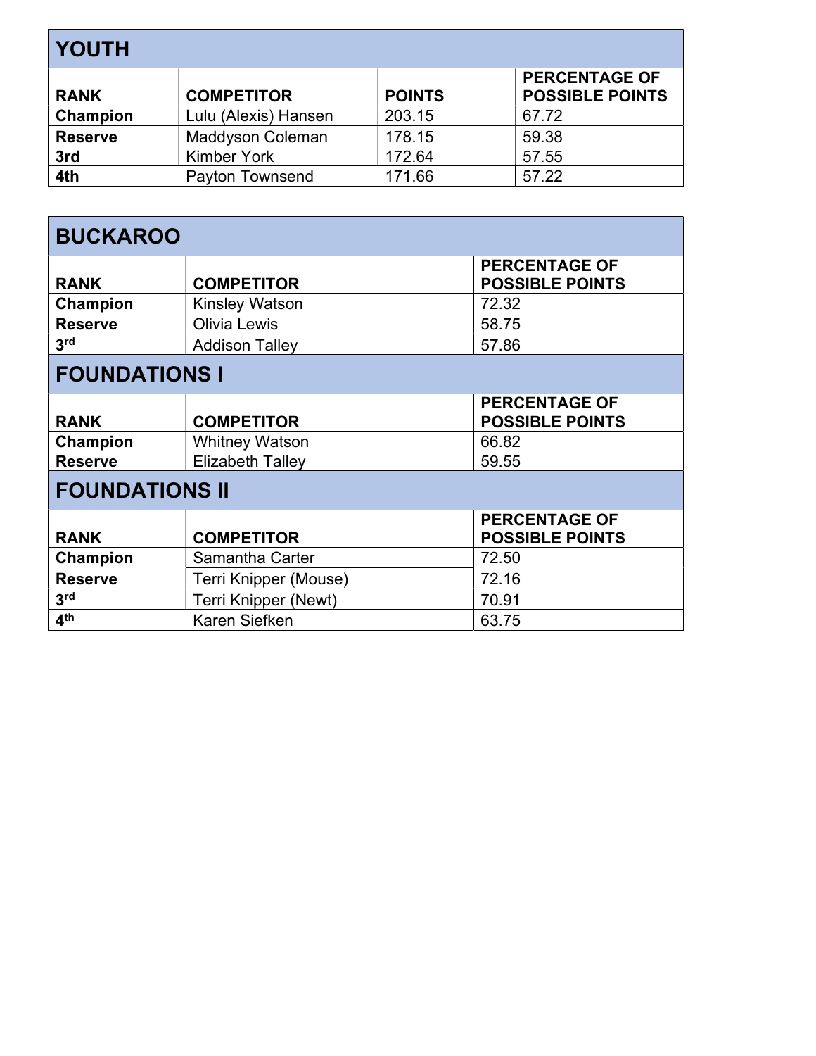## YOUTH

| RANK | COMPETITOR | POINTS | PERCENTAGE OF POSSIBLE POINTS |
|---|---|---|---|
| **Champion** | Lulu (Alexis) Hansen | 203.15 | 67.72 |
| **Reserve** | Maddyson Coleman | 178.15 | 59.38 |
| **3rd** | Kimber York | 172.64 | 57.55 |
| **4th** | Payton Townsend | 171.66 | 57.22 |

## BUCKAROO

| RANK | COMPETITOR | PERCENTAGE OF POSSIBLE POINTS |
|---|---|---|
| **Champion** | Kinsley Watson | 72.32 |
| **Reserve** | Olivia Lewis | 58.75 |
| **3rd** | Addison Talley | 57.86 |

## FOUNDATIONS I

| RANK | COMPETITOR | PERCENTAGE OF POSSIBLE POINTS |
|---|---|---|
| **Champion** | Whitney Watson | 66.82 |
| **Reserve** | Elizabeth Talley | 59.55 |

## FOUNDATIONS II

| RANK | COMPETITOR | PERCENTAGE OF POSSIBLE POINTS |
|---|---|---|
| **Champion** | Samantha Carter | 72.50 |
| **Reserve** | Terri Knipper (Mouse) | 72.16 |
| **3rd** | Terri Knipper (Newt) | 70.91 |
| **4th** | Karen Siefken | 63.75 |